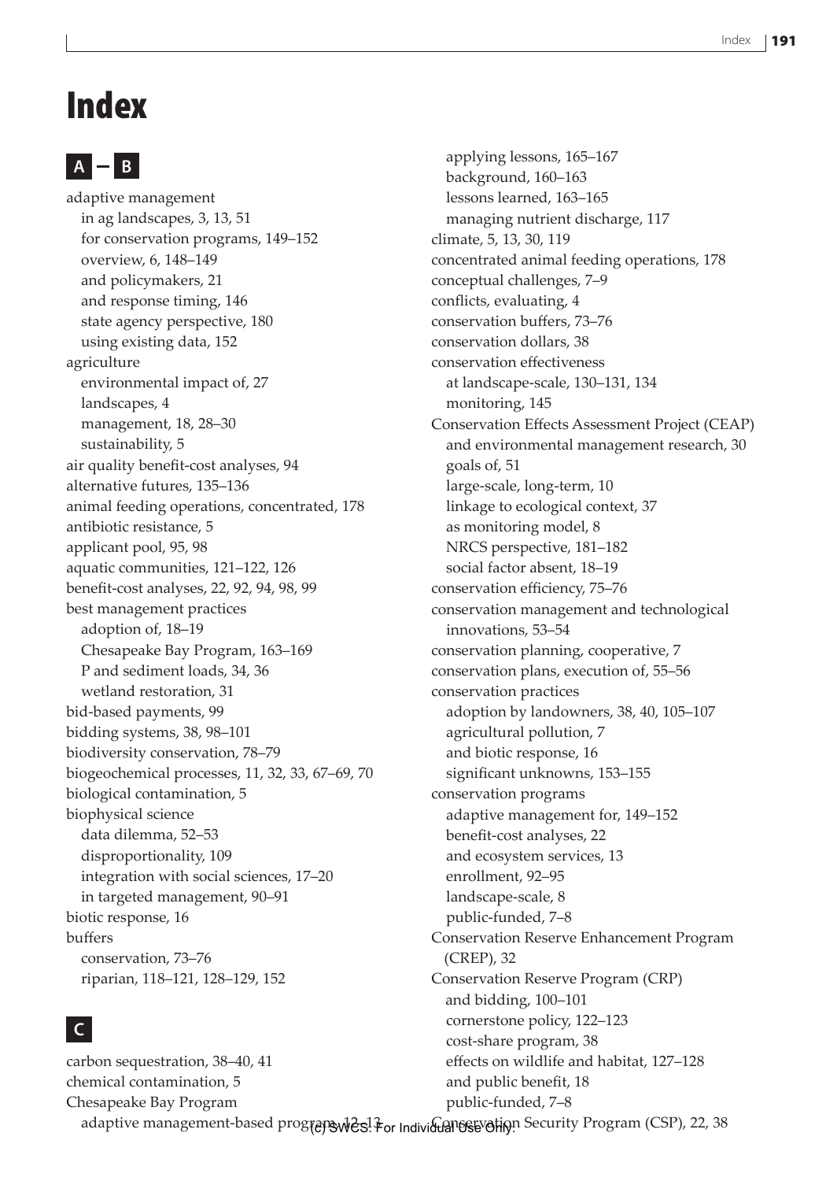# Index

## A – B

adaptive management
- in ag landscapes, 3, 13, 51
- for conservation programs, 149–152
- overview, 6, 148–149
- and policymakers, 21
- and response timing, 146
- state agency perspective, 180
- using existing data, 152

agriculture
- environmental impact of, 27
- landscapes, 4
- management, 18, 28–30
- sustainability, 5

air quality benefit-cost analyses, 94
alternative futures, 135–136
animal feeding operations, concentrated, 178
antibiotic resistance, 5
applicant pool, 95, 98
aquatic communities, 121–122, 126
benefit-cost analyses, 22, 92, 94, 98, 99
best management practices
- adoption of, 18–19
- Chesapeake Bay Program, 163–169
- P and sediment loads, 34, 36
- wetland restoration, 31

bid-based payments, 99
bidding systems, 38, 98–101
biodiversity conservation, 78–79
biogeochemical processes, 11, 32, 33, 67–69, 70
biological contamination, 5
biophysical science
- data dilemma, 52–53
- disproportionality, 109
- integration with social sciences, 17–20
- in targeted management, 90–91

biotic response, 16
buffers
- conservation, 73–76
- riparian, 118–121, 128–129, 152

## C

carbon sequestration, 38–40, 41
chemical contamination, 5
Chesapeake Bay Program
- adaptive management-based program, 12–13
- applying lessons, 165–167
- background, 160–163
- lessons learned, 163–165
- managing nutrient discharge, 117

climate, 5, 13, 30, 119
concentrated animal feeding operations, 178
conceptual challenges, 7–9
conflicts, evaluating, 4
conservation buffers, 73–76
conservation dollars, 38
conservation effectiveness
- at landscape-scale, 130–131, 134
- monitoring, 145

Conservation Effects Assessment Project (CEAP)
- and environmental management research, 30
- goals of, 51
- large-scale, long-term, 10
- linkage to ecological context, 37
- as monitoring model, 8
- NRCS perspective, 181–182
- social factor absent, 18–19

conservation efficiency, 75–76
conservation management and technological innovations, 53–54
conservation planning, cooperative, 7
conservation plans, execution of, 55–56
conservation practices
- adoption by landowners, 38, 40, 105–107
- agricultural pollution, 7
- and biotic response, 16
- significant unknowns, 153–155

conservation programs
- adaptive management for, 149–152
- benefit-cost analyses, 22
- and ecosystem services, 13
- enrollment, 92–95
- landscape-scale, 8
- public-funded, 7–8

Conservation Reserve Enhancement Program (CREP), 32
Conservation Reserve Program (CRP)
- and bidding, 100–101
- cornerstone policy, 122–123
- cost-share program, 38
- effects on wildlife and habitat, 127–128
- and public benefit, 18
- public-funded, 7–8

Conservation Security Program (CSP), 22, 38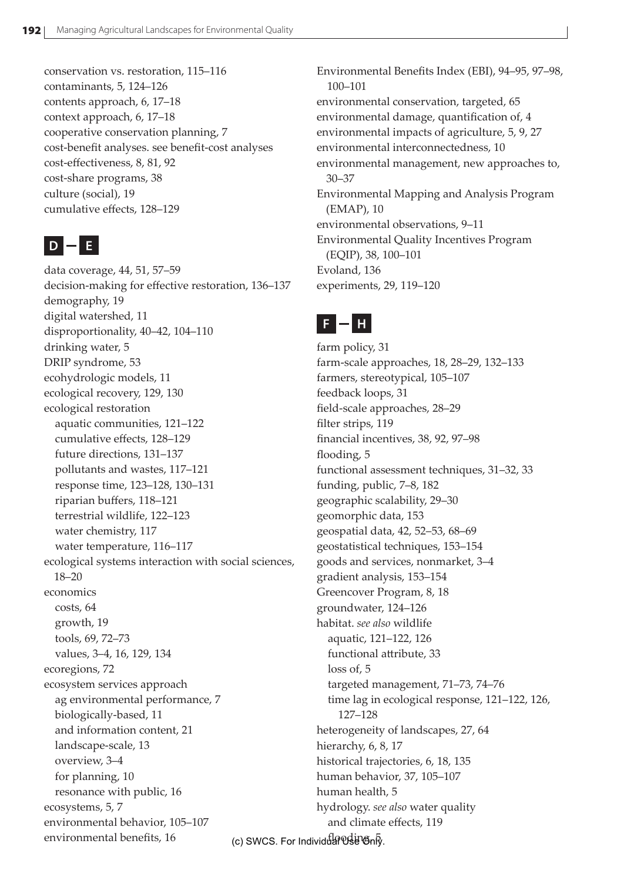conservation vs. restoration, 115–116
contaminants, 5, 124–126
contents approach, 6, 17–18
context approach, 6, 17–18
cooperative conservation planning, 7
cost-benefit analyses. see benefit-cost analyses
cost-effectiveness, 8, 81, 92
cost-share programs, 38
culture (social), 19
cumulative effects, 128–129

## D – E

data coverage, 44, 51, 57–59
decision-making for effective restoration, 136–137
demography, 19
digital watershed, 11
disproportionality, 40–42, 104–110
drinking water, 5
DRIP syndrome, 53
ecohydrologic models, 11
ecological recovery, 129, 130
ecological restoration
- aquatic communities, 121–122
- cumulative effects, 128–129
- future directions, 131–137
- pollutants and wastes, 117–121
- response time, 123–128, 130–131
- riparian buffers, 118–121
- terrestrial wildlife, 122–123
- water chemistry, 117
- water temperature, 116–117

ecological systems interaction with social sciences, 18–20
economics
- costs, 64
- growth, 19
- tools, 69, 72–73
- values, 3–4, 16, 129, 134

ecoregions, 72
ecosystem services approach
- ag environmental performance, 7
- biologically-based, 11
- and information content, 21
- landscape-scale, 13
- overview, 3–4
- for planning, 10
- resonance with public, 16

ecosystems, 5, 7
environmental behavior, 105–107
environmental benefits, 16
Environmental Benefits Index (EBI), 94–95, 97–98, 100–101
environmental conservation, targeted, 65
environmental damage, quantification of, 4
environmental impacts of agriculture, 5, 9, 27
environmental interconnectedness, 10
environmental management, new approaches to, 30–37
Environmental Mapping and Analysis Program (EMAP), 10
environmental observations, 9–11
Environmental Quality Incentives Program (EQIP), 38, 100–101
Evoland, 136
experiments, 29, 119–120

## F – H

farm policy, 31
farm-scale approaches, 18, 28–29, 132–133
farmers, stereotypical, 105–107
feedback loops, 31
field-scale approaches, 28–29
filter strips, 119
financial incentives, 38, 92, 97–98
flooding, 5
functional assessment techniques, 31–32, 33
funding, public, 7–8, 182
geographic scalability, 29–30
geomorphic data, 153
geospatial data, 42, 52–53, 68–69
geostatistical techniques, 153–154
goods and services, nonmarket, 3–4
gradient analysis, 153–154
Greencover Program, 8, 18
groundwater, 124–126
habitat. *see also* wildlife
- aquatic, 121–122, 126
- functional attribute, 33
- loss of, 5
- targeted management, 71–73, 74–76
- time lag in ecological response, 121–122, 126, 127–128

heterogeneity of landscapes, 27, 64
hierarchy, 6, 8, 17
historical trajectories, 6, 18, 135
human behavior, 37, 105–107
human health, 5
hydrology. *see also* water quality
- and climate effects, 119
- flooding, 5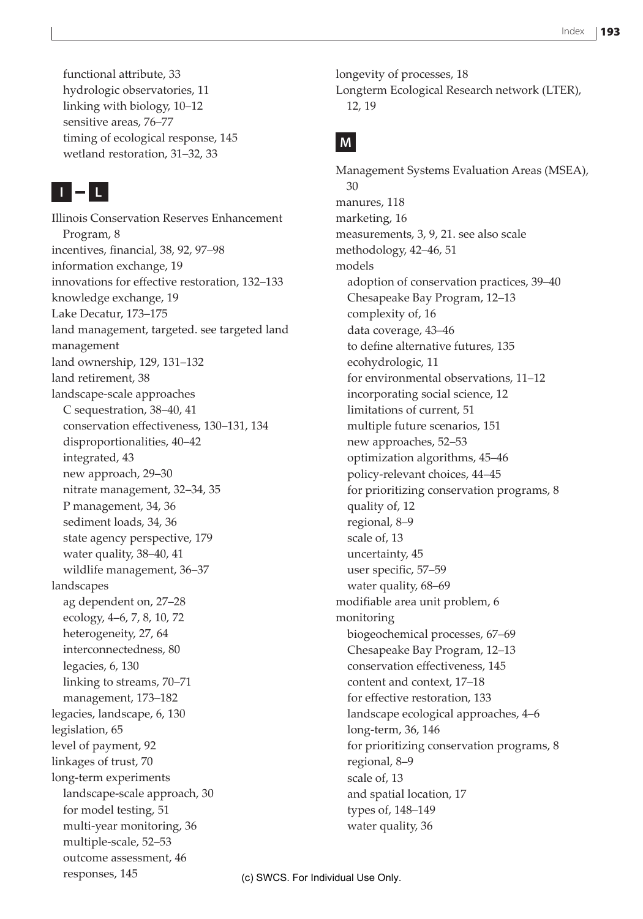functional attribute, 33
hydrologic observatories, 11
linking with biology, 10–12
sensitive areas, 76–77
timing of ecological response, 145
wetland restoration, 31–32, 33

## I – L

Illinois Conservation Reserves Enhancement Program, 8
incentives, financial, 38, 92, 97–98
information exchange, 19
innovations for effective restoration, 132–133
knowledge exchange, 19
Lake Decatur, 173–175
land management, targeted. see targeted land management
land ownership, 129, 131–132
land retirement, 38
landscape-scale approaches
 C sequestration, 38–40, 41
 conservation effectiveness, 130–131, 134
 disproportionalities, 40–42
 integrated, 43
 new approach, 29–30
 nitrate management, 32–34, 35
 P management, 34, 36
 sediment loads, 34, 36
 state agency perspective, 179
 water quality, 38–40, 41
 wildlife management, 36–37
landscapes
 ag dependent on, 27–28
 ecology, 4–6, 7, 8, 10, 72
 heterogeneity, 27, 64
 interconnectedness, 80
 legacies, 6, 130
 linking to streams, 70–71
 management, 173–182
legacies, landscape, 6, 130
legislation, 65
level of payment, 92
linkages of trust, 70
long-term experiments
 landscape-scale approach, 30
 for model testing, 51
 multi-year monitoring, 36
 multiple-scale, 52–53
 outcome assessment, 46
 responses, 145
longevity of processes, 18
Longterm Ecological Research network (LTER), 12, 19

## M

Management Systems Evaluation Areas (MSEA), 30
manures, 118
marketing, 16
measurements, 3, 9, 21. see also scale
methodology, 42–46, 51
models
 adoption of conservation practices, 39–40
 Chesapeake Bay Program, 12–13
 complexity of, 16
 data coverage, 43–46
 to define alternative futures, 135
 ecohydrologic, 11
 for environmental observations, 11–12
 incorporating social science, 12
 limitations of current, 51
 multiple future scenarios, 151
 new approaches, 52–53
 optimization algorithms, 45–46
 policy-relevant choices, 44–45
 for prioritizing conservation programs, 8
 quality of, 12
 regional, 8–9
 scale of, 13
 uncertainty, 45
 user specific, 57–59
 water quality, 68–69
modifiable area unit problem, 6
monitoring
 biogeochemical processes, 67–69
 Chesapeake Bay Program, 12–13
 conservation effectiveness, 145
 content and context, 17–18
 for effective restoration, 133
 landscape ecological approaches, 4–6
 long-term, 36, 146
 for prioritizing conservation programs, 8
 regional, 8–9
 scale of, 13
 and spatial location, 17
 types of, 148–149
 water quality, 36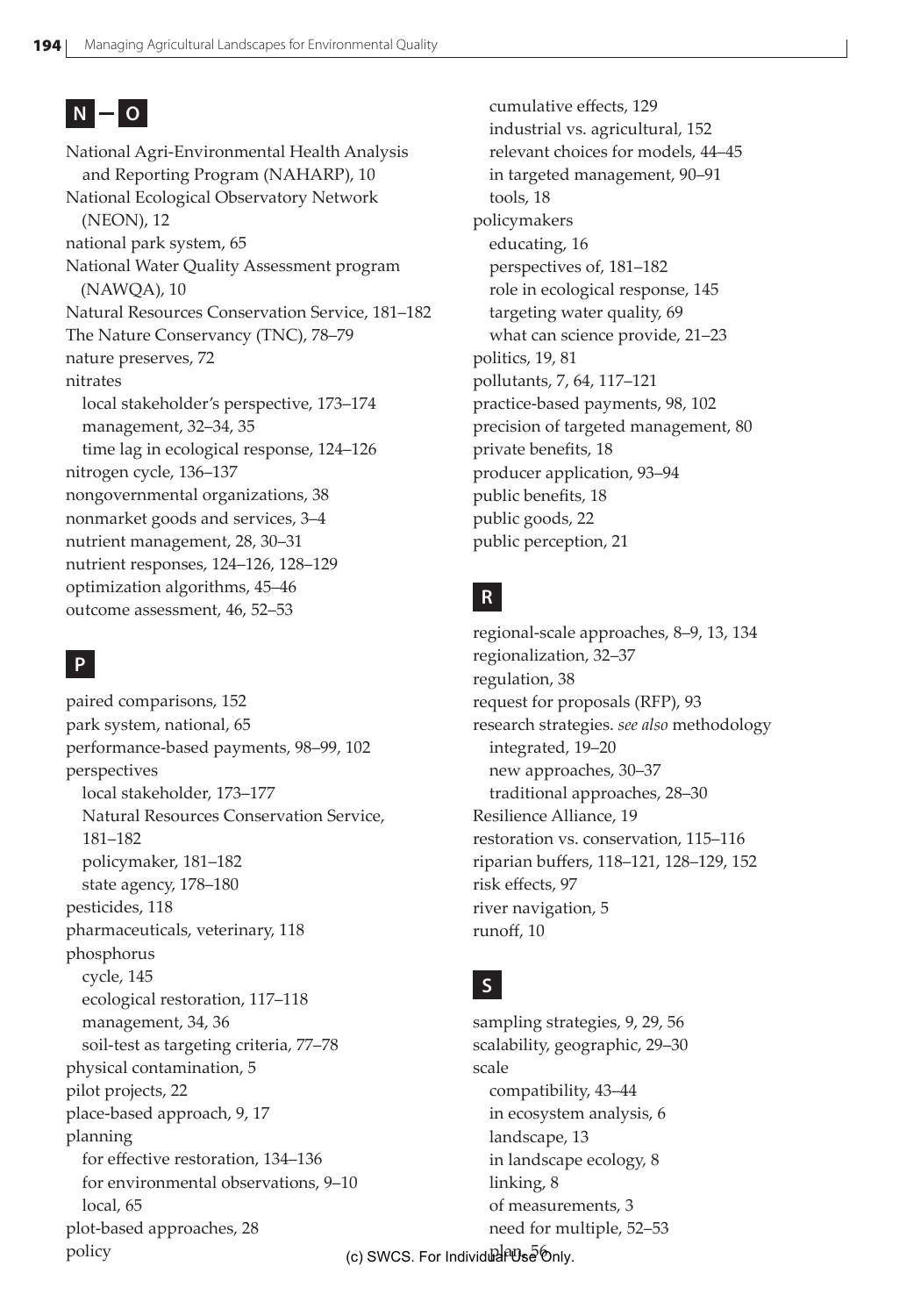## N – O

National Agri-Environmental Health Analysis and Reporting Program (NAHARP), 10
National Ecological Observatory Network (NEON), 12
national park system, 65
National Water Quality Assessment program (NAWQA), 10
Natural Resources Conservation Service, 181–182
The Nature Conservancy (TNC), 78–79
nature preserves, 72
nitrates
  local stakeholder's perspective, 173–174
  management, 32–34, 35
  time lag in ecological response, 124–126
nitrogen cycle, 136–137
nongovernmental organizations, 38
nonmarket goods and services, 3–4
nutrient management, 28, 30–31
nutrient responses, 124–126, 128–129
optimization algorithms, 45–46
outcome assessment, 46, 52–53

## P

paired comparisons, 152
park system, national, 65
performance-based payments, 98–99, 102
perspectives
  local stakeholder, 173–177
  Natural Resources Conservation Service, 181–182
  policymaker, 181–182
  state agency, 178–180
pesticides, 118
pharmaceuticals, veterinary, 118
phosphorus
  cycle, 145
  ecological restoration, 117–118
  management, 34, 36
  soil-test as targeting criteria, 77–78
physical contamination, 5
pilot projects, 22
place-based approach, 9, 17
planning
  for effective restoration, 134–136
  for environmental observations, 9–10
  local, 65
plot-based approaches, 28
policy
  cumulative effects, 129
  industrial vs. agricultural, 152
  relevant choices for models, 44–45
  in targeted management, 90–91
  tools, 18
policymakers
  educating, 16
  perspectives of, 181–182
  role in ecological response, 145
  targeting water quality, 69
  what can science provide, 21–23
politics, 19, 81
pollutants, 7, 64, 117–121
practice-based payments, 98, 102
precision of targeted management, 80
private benefits, 18
producer application, 93–94
public benefits, 18
public goods, 22
public perception, 21

## R

regional-scale approaches, 8–9, 13, 134
regionalization, 32–37
regulation, 38
request for proposals (RFP), 93
research strategies. *see also* methodology
  integrated, 19–20
  new approaches, 30–37
  traditional approaches, 28–30
Resilience Alliance, 19
restoration vs. conservation, 115–116
riparian buffers, 118–121, 128–129, 152
risk effects, 97
river navigation, 5
runoff, 10

## S

sampling strategies, 9, 29, 56
scalability, geographic, 29–30
scale
  compatibility, 43–44
  in ecosystem analysis, 6
  landscape, 13
  in landscape ecology, 8
  linking, 8
  of measurements, 3
  need for multiple, 52–53
  plan, 56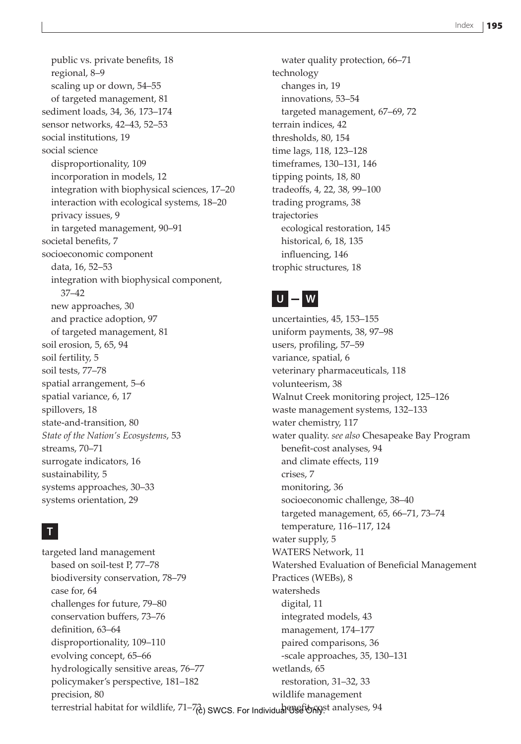public vs. private benefits, 18
regional, 8–9
scaling up or down, 54–55
of targeted management, 81
sediment loads, 34, 36, 173–174
sensor networks, 42–43, 52–53
social institutions, 19
social science
disproportionality, 109
incorporation in models, 12
integration with biophysical sciences, 17–20
interaction with ecological systems, 18–20
privacy issues, 9
in targeted management, 90–91
societal benefits, 7
socioeconomic component
data, 16, 52–53
integration with biophysical component, 37–42
new approaches, 30
and practice adoption, 97
of targeted management, 81
soil erosion, 5, 65, 94
soil fertility, 5
soil tests, 77–78
spatial arrangement, 5–6
spatial variance, 6, 17
spillovers, 18
state-and-transition, 80
*State of the Nation's Ecosystems*, 53
streams, 70–71
surrogate indicators, 16
sustainability, 5
systems approaches, 30–33
systems orientation, 29

## T

targeted land management
based on soil-test P, 77–78
biodiversity conservation, 78–79
case for, 64
challenges for future, 79–80
conservation buffers, 73–76
definition, 63–64
disproportionality, 109–110
evolving concept, 65–66
hydrologically sensitive areas, 76–77
policymaker's perspective, 181–182
precision, 80
terrestrial habitat for wildlife, 71–73
water quality protection, 66–71
technology
changes in, 19
innovations, 53–54
targeted management, 67–69, 72
terrain indices, 42
thresholds, 80, 154
time lags, 118, 123–128
timeframes, 130–131, 146
tipping points, 18, 80
tradeoffs, 4, 22, 38, 99–100
trading programs, 38
trajectories
ecological restoration, 145
historical, 6, 18, 135
influencing, 146
trophic structures, 18

## U – W

uncertainties, 45, 153–155
uniform payments, 38, 97–98
users, profiling, 57–59
variance, spatial, 6
veterinary pharmaceuticals, 118
volunteerism, 38
Walnut Creek monitoring project, 125–126
waste management systems, 132–133
water chemistry, 117
water quality. *see also* Chesapeake Bay Program
benefit-cost analyses, 94
and climate effects, 119
crises, 7
monitoring, 36
socioeconomic challenge, 38–40
targeted management, 65, 66–71, 73–74
temperature, 116–117, 124
water supply, 5
WATERS Network, 11
Watershed Evaluation of Beneficial Management Practices (WEBs), 8
watersheds
digital, 11
integrated models, 43
management, 174–177
paired comparisons, 36
-scale approaches, 35, 130–131
wetlands, 65
restoration, 31–32, 33
wildlife management
benefit-cost analyses, 94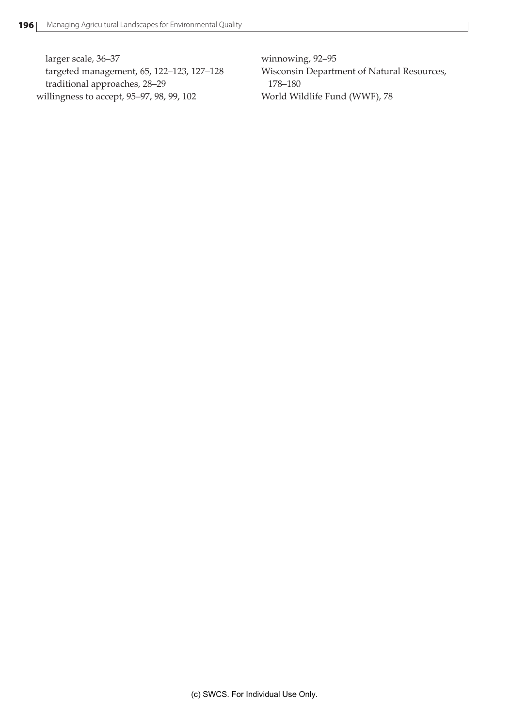larger scale, 36–37
targeted management, 65, 122–123, 127–128
traditional approaches, 28–29

willingness to accept, 95–97, 98, 99, 102

winnowing, 92–95

Wisconsin Department of Natural Resources, 178–180

World Wildlife Fund (WWF), 78

(c) SWCS. For Individual Use Only.